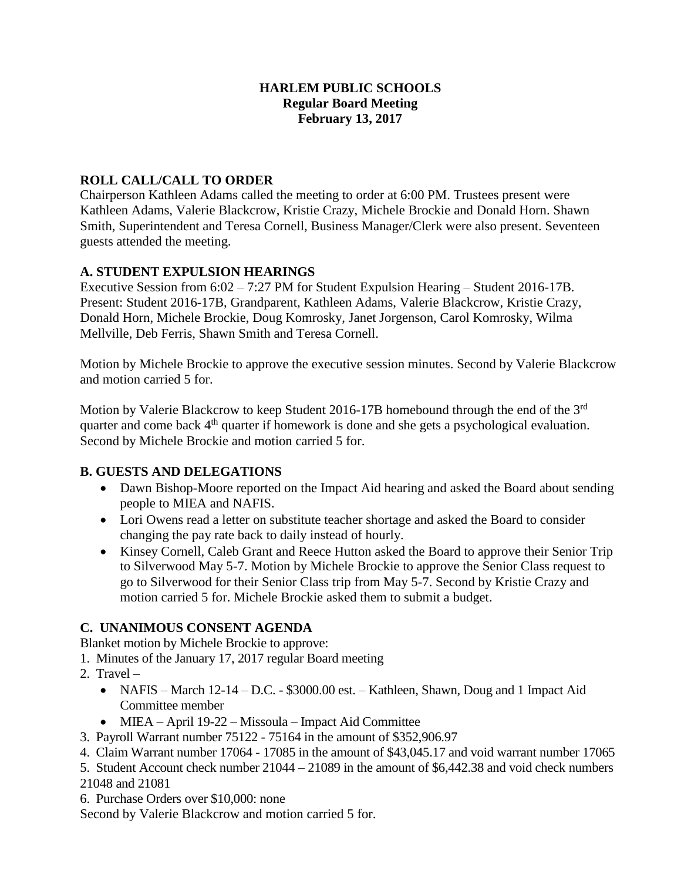# HARLEM PUBLIC SCHOOLS
## Regular Board Meeting
## February 13, 2017

### ROLL CALL/CALL TO ORDER

Chairperson Kathleen Adams called the meeting to order at 6:00 PM. Trustees present were Kathleen Adams, Valerie Blackcrow, Kristie Crazy, Michele Brockie and Donald Horn. Shawn Smith, Superintendent and Teresa Cornell, Business Manager/Clerk were also present. Seventeen guests attended the meeting.

### A. STUDENT EXPULSION HEARINGS

Executive Session from 6:02 – 7:27 PM for Student Expulsion Hearing – Student 2016-17B. Present: Student 2016-17B, Grandparent, Kathleen Adams, Valerie Blackcrow, Kristie Crazy, Donald Horn, Michele Brockie, Doug Komrosky, Janet Jorgenson, Carol Komrosky, Wilma Mellville, Deb Ferris, Shawn Smith and Teresa Cornell.

Motion by Michele Brockie to approve the executive session minutes. Second by Valerie Blackcrow and motion carried 5 for.

Motion by Valerie Blackcrow to keep Student 2016-17B homebound through the end of the 3rd quarter and come back 4th quarter if homework is done and she gets a psychological evaluation. Second by Michele Brockie and motion carried 5 for.

### B. GUESTS AND DELEGATIONS

- Dawn Bishop-Moore reported on the Impact Aid hearing and asked the Board about sending people to MIEA and NAFIS.
- Lori Owens read a letter on substitute teacher shortage and asked the Board to consider changing the pay rate back to daily instead of hourly.
- Kinsey Cornell, Caleb Grant and Reece Hutton asked the Board to approve their Senior Trip to Silverwood May 5-7. Motion by Michele Brockie to approve the Senior Class request to go to Silverwood for their Senior Class trip from May 5-7. Second by Kristie Crazy and motion carried 5 for. Michele Brockie asked them to submit a budget.

### C. UNANIMOUS CONSENT AGENDA

Blanket motion by Michele Brockie to approve:

1. Minutes of the January 17, 2017 regular Board meeting
2. Travel –
   - NAFIS – March 12-14 – D.C. - $3000.00 est. – Kathleen, Shawn, Doug and 1 Impact Aid Committee member
   - MIEA – April 19-22 – Missoula – Impact Aid Committee
3. Payroll Warrant number 75122 - 75164 in the amount of $352,906.97
4. Claim Warrant number 17064 - 17085 in the amount of $43,045.17 and void warrant number 17065
5. Student Account check number 21044 – 21089 in the amount of $6,442.38 and void check numbers 21048 and 21081
6. Purchase Orders over $10,000: none

Second by Valerie Blackcrow and motion carried 5 for.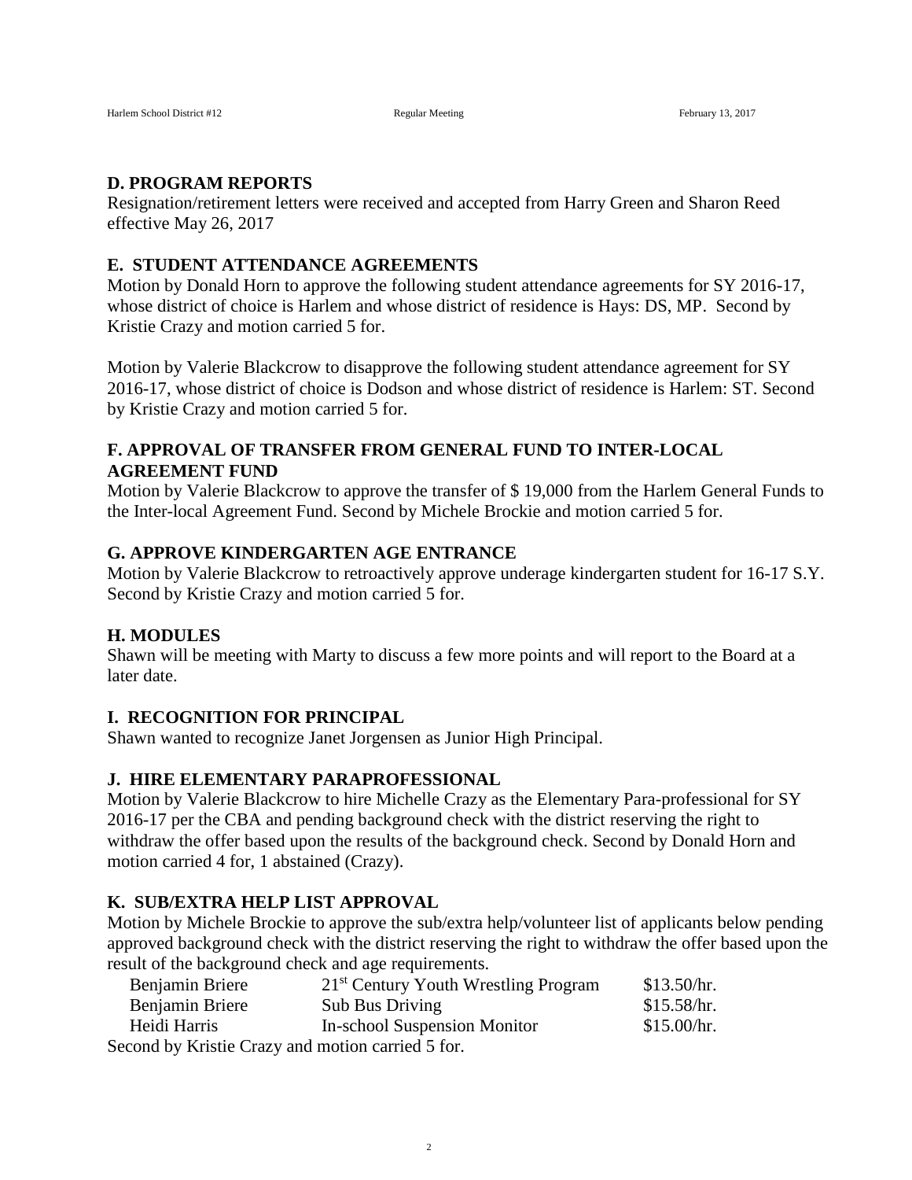## D. PROGRAM REPORTS

Resignation/retirement letters were received and accepted from Harry Green and Sharon Reed effective May 26, 2017

## E. STUDENT ATTENDANCE AGREEMENTS

Motion by Donald Horn to approve the following student attendance agreements for SY 2016-17, whose district of choice is Harlem and whose district of residence is Hays: DS, MP. Second by Kristie Crazy and motion carried 5 for.

Motion by Valerie Blackcrow to disapprove the following student attendance agreement for SY 2016-17, whose district of choice is Dodson and whose district of residence is Harlem: ST. Second by Kristie Crazy and motion carried 5 for.

## F. APPROVAL OF TRANSFER FROM GENERAL FUND TO INTER-LOCAL AGREEMENT FUND

Motion by Valerie Blackcrow to approve the transfer of $ 19,000 from the Harlem General Funds to the Inter-local Agreement Fund. Second by Michele Brockie and motion carried 5 for.

## G. APPROVE KINDERGARTEN AGE ENTRANCE

Motion by Valerie Blackcrow to retroactively approve underage kindergarten student for 16-17 S.Y. Second by Kristie Crazy and motion carried 5 for.

## H. MODULES

Shawn will be meeting with Marty to discuss a few more points and will report to the Board at a later date.

## I. RECOGNITION FOR PRINCIPAL

Shawn wanted to recognize Janet Jorgensen as Junior High Principal.

## J. HIRE ELEMENTARY PARAPROFESSIONAL

Motion by Valerie Blackcrow to hire Michelle Crazy as the Elementary Para-professional for SY 2016-17 per the CBA and pending background check with the district reserving the right to withdraw the offer based upon the results of the background check. Second by Donald Horn and motion carried 4 for, 1 abstained (Crazy).

## K. SUB/EXTRA HELP LIST APPROVAL

Motion by Michele Brockie to approve the sub/extra help/volunteer list of applicants below pending approved background check with the district reserving the right to withdraw the offer based upon the result of the background check and age requirements.

| | | |
|---|---|---|
| Benjamin Briere | 21st Century Youth Wrestling Program | $13.50/hr. |
| Benjamin Briere | Sub Bus Driving | $15.58/hr. |
| Heidi Harris | In-school Suspension Monitor | $15.00/hr. |

Second by Kristie Crazy and motion carried 5 for.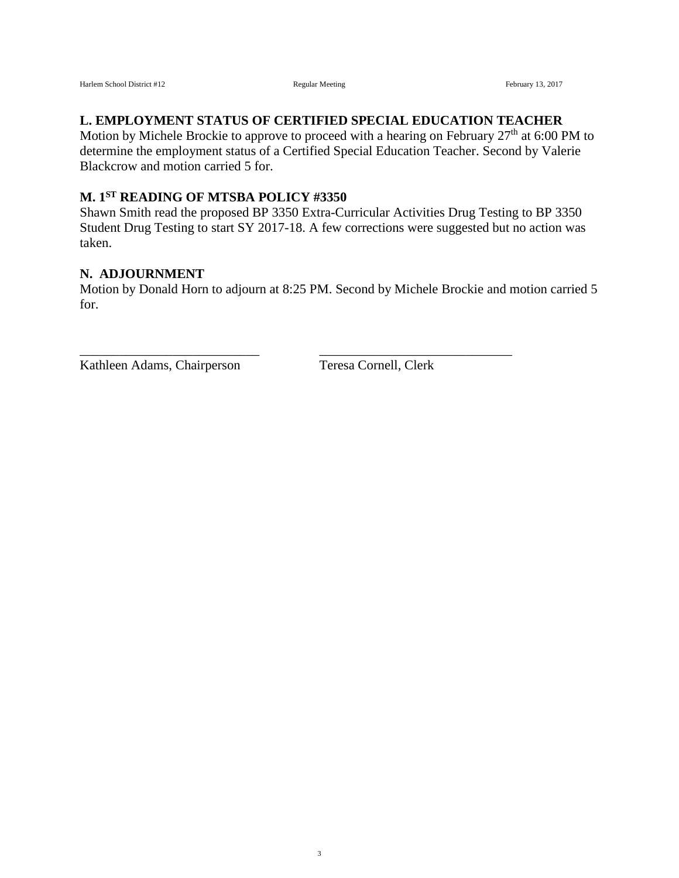## L. EMPLOYMENT STATUS OF CERTIFIED SPECIAL EDUCATION TEACHER

Motion by Michele Brockie to approve to proceed with a hearing on February 27th at 6:00 PM to determine the employment status of a Certified Special Education Teacher. Second by Valerie Blackcrow and motion carried 5 for.

## M. 1ST READING OF MTSBA POLICY #3350

Shawn Smith read the proposed BP 3350 Extra-Curricular Activities Drug Testing to BP 3350 Student Drug Testing to start SY 2017-18. A few corrections were suggested but no action was taken.

## N. ADJOURNMENT

Motion by Donald Horn to adjourn at 8:25 PM. Second by Michele Brockie and motion carried 5 for.

\_\_\_\_\_\_\_\_\_\_\_\_\_\_\_\_\_\_\_\_\_\_\_\_\_\_\_\_ \_\_\_\_\_\_\_\_\_\_\_\_\_\_\_\_\_\_\_\_\_\_\_\_\_\_\_\_\_\_

Kathleen Adams, Chairperson Teresa Cornell, Clerk